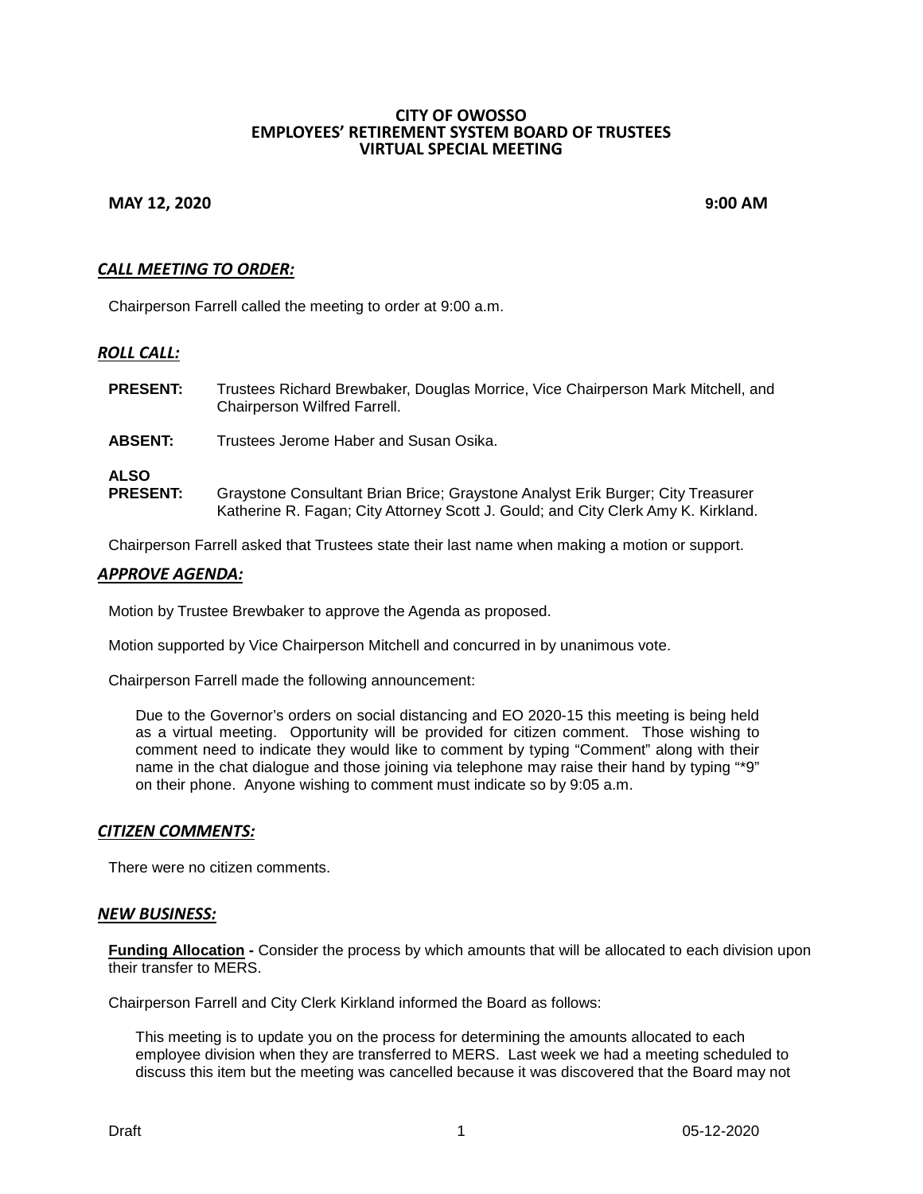# CITY OF OWOSSO
## EMPLOYEES' RETIREMENT SYSTEM BOARD OF TRUSTEES
## VIRTUAL SPECIAL MEETING

**MAY 12, 2020** **9:00 AM**

### *CALL MEETING TO ORDER:*

Chairperson Farrell called the meeting to order at 9:00 a.m.

### *ROLL CALL:*

**PRESENT:** Trustees Richard Brewbaker, Douglas Morrice, Vice Chairperson Mark Mitchell, and Chairperson Wilfred Farrell.

**ABSENT:** Trustees Jerome Haber and Susan Osika.

**ALSO PRESENT:** Graystone Consultant Brian Brice; Graystone Analyst Erik Burger; City Treasurer Katherine R. Fagan; City Attorney Scott J. Gould; and City Clerk Amy K. Kirkland.

Chairperson Farrell asked that Trustees state their last name when making a motion or support.

### *APPROVE AGENDA:*

Motion by Trustee Brewbaker to approve the Agenda as proposed.

Motion supported by Vice Chairperson Mitchell and concurred in by unanimous vote.

Chairperson Farrell made the following announcement:

> Due to the Governor's orders on social distancing and EO 2020-15 this meeting is being held as a virtual meeting. Opportunity will be provided for citizen comment. Those wishing to comment need to indicate they would like to comment by typing "Comment" along with their name in the chat dialogue and those joining via telephone may raise their hand by typing "*9" on their phone. Anyone wishing to comment must indicate so by 9:05 a.m.

### *CITIZEN COMMENTS:*

There were no citizen comments.

### *NEW BUSINESS:*

**Funding Allocation -** Consider the process by which amounts that will be allocated to each division upon their transfer to MERS.

Chairperson Farrell and City Clerk Kirkland informed the Board as follows:

> This meeting is to update you on the process for determining the amounts allocated to each employee division when they are transferred to MERS. Last week we had a meeting scheduled to discuss this item but the meeting was cancelled because it was discovered that the Board may not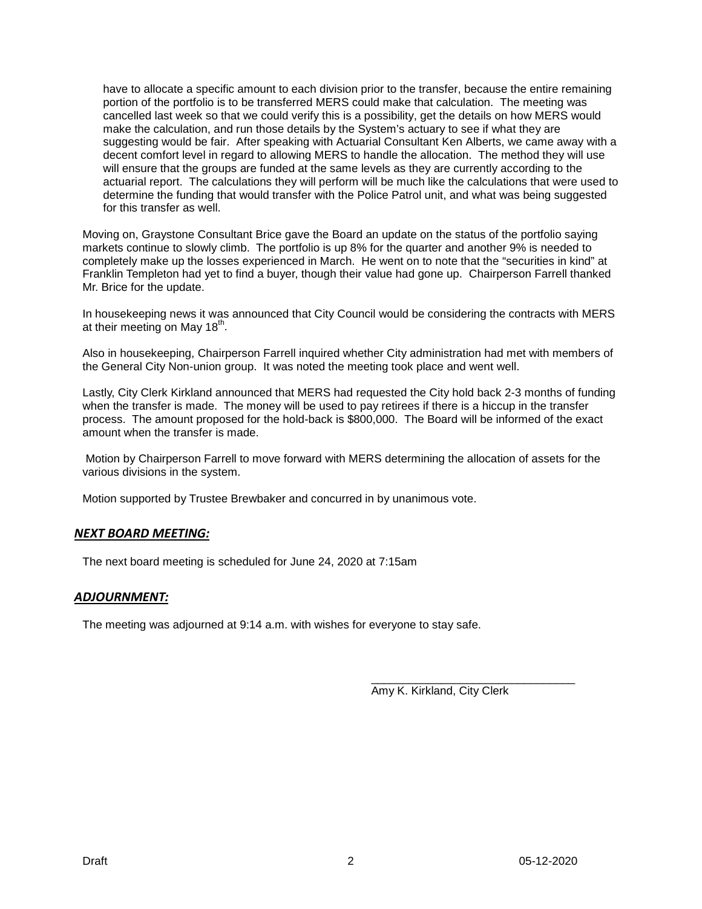have to allocate a specific amount to each division prior to the transfer, because the entire remaining portion of the portfolio is to be transferred MERS could make that calculation. The meeting was cancelled last week so that we could verify this is a possibility, get the details on how MERS would make the calculation, and run those details by the System's actuary to see if what they are suggesting would be fair. After speaking with Actuarial Consultant Ken Alberts, we came away with a decent comfort level in regard to allowing MERS to handle the allocation. The method they will use will ensure that the groups are funded at the same levels as they are currently according to the actuarial report. The calculations they will perform will be much like the calculations that were used to determine the funding that would transfer with the Police Patrol unit, and what was being suggested for this transfer as well.

Moving on, Graystone Consultant Brice gave the Board an update on the status of the portfolio saying markets continue to slowly climb. The portfolio is up 8% for the quarter and another 9% is needed to completely make up the losses experienced in March. He went on to note that the "securities in kind" at Franklin Templeton had yet to find a buyer, though their value had gone up. Chairperson Farrell thanked Mr. Brice for the update.

In housekeeping news it was announced that City Council would be considering the contracts with MERS at their meeting on May 18th.

Also in housekeeping, Chairperson Farrell inquired whether City administration had met with members of the General City Non-union group. It was noted the meeting took place and went well.

Lastly, City Clerk Kirkland announced that MERS had requested the City hold back 2-3 months of funding when the transfer is made. The money will be used to pay retirees if there is a hiccup in the transfer process. The amount proposed for the hold-back is $800,000. The Board will be informed of the exact amount when the transfer is made.

Motion by Chairperson Farrell to move forward with MERS determining the allocation of assets for the various divisions in the system.

Motion supported by Trustee Brewbaker and concurred in by unanimous vote.

## ***NEXT BOARD MEETING:***

The next board meeting is scheduled for June 24, 2020 at 7:15am

## ***ADJOURNMENT:***

The meeting was adjourned at 9:14 a.m. with wishes for everyone to stay safe.

\_\_\_\_\_\_\_\_\_\_\_\_\_\_\_\_\_\_\_\_\_\_\_\_\_\_\_\_\_\_\_\_

Amy K. Kirkland, City Clerk